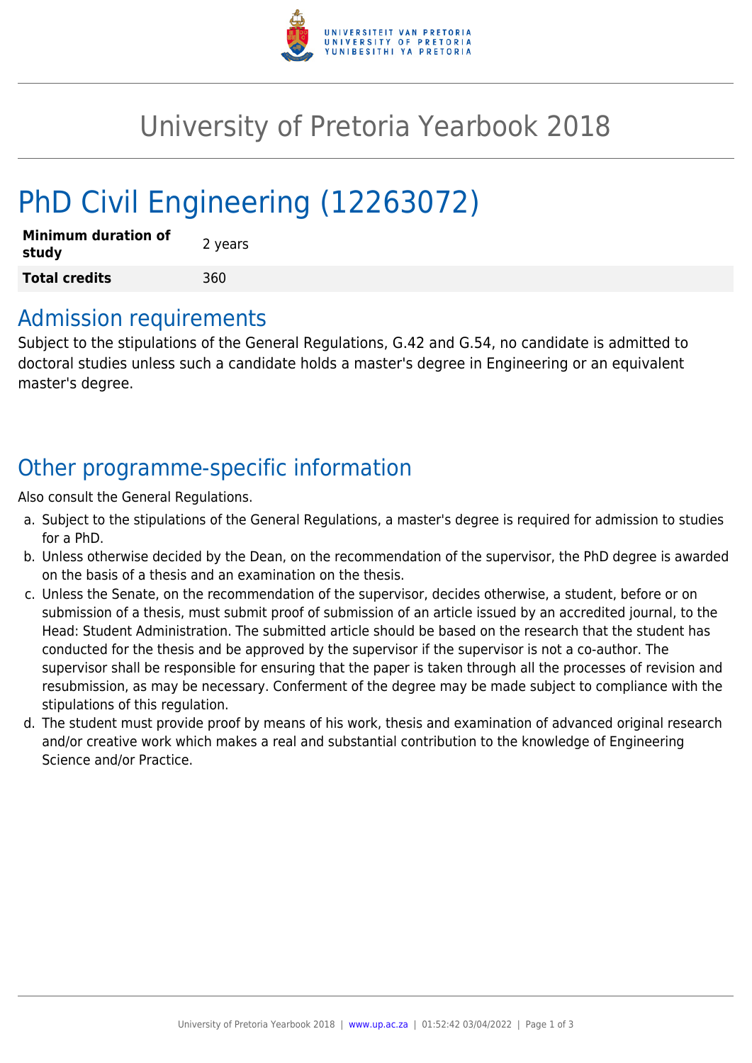# University of Pretoria Yearbook 2018

## PhD Civil Engineering (12263072)

| **Minimum duration of study** | 2 years |
|---|---|
| **Total credits** | 360 |

## Admission requirements

Subject to the stipulations of the General Regulations, G.42 and G.54, no candidate is admitted to doctoral studies unless such a candidate holds a master's degree in Engineering or an equivalent master's degree.

## Other programme-specific information

Also consult the General Regulations.

a. Subject to the stipulations of the General Regulations, a master's degree is required for admission to studies for a PhD.
b. Unless otherwise decided by the Dean, on the recommendation of the supervisor, the PhD degree is awarded on the basis of a thesis and an examination on the thesis.
c. Unless the Senate, on the recommendation of the supervisor, decides otherwise, a student, before or on submission of a thesis, must submit proof of submission of an article issued by an accredited journal, to the Head: Student Administration. The submitted article should be based on the research that the student has conducted for the thesis and be approved by the supervisor if the supervisor is not a co-author. The supervisor shall be responsible for ensuring that the paper is taken through all the processes of revision and resubmission, as may be necessary. Conferment of the degree may be made subject to compliance with the stipulations of this regulation.
d. The student must provide proof by means of his work, thesis and examination of advanced original research and/or creative work which makes a real and substantial contribution to the knowledge of Engineering Science and/or Practice.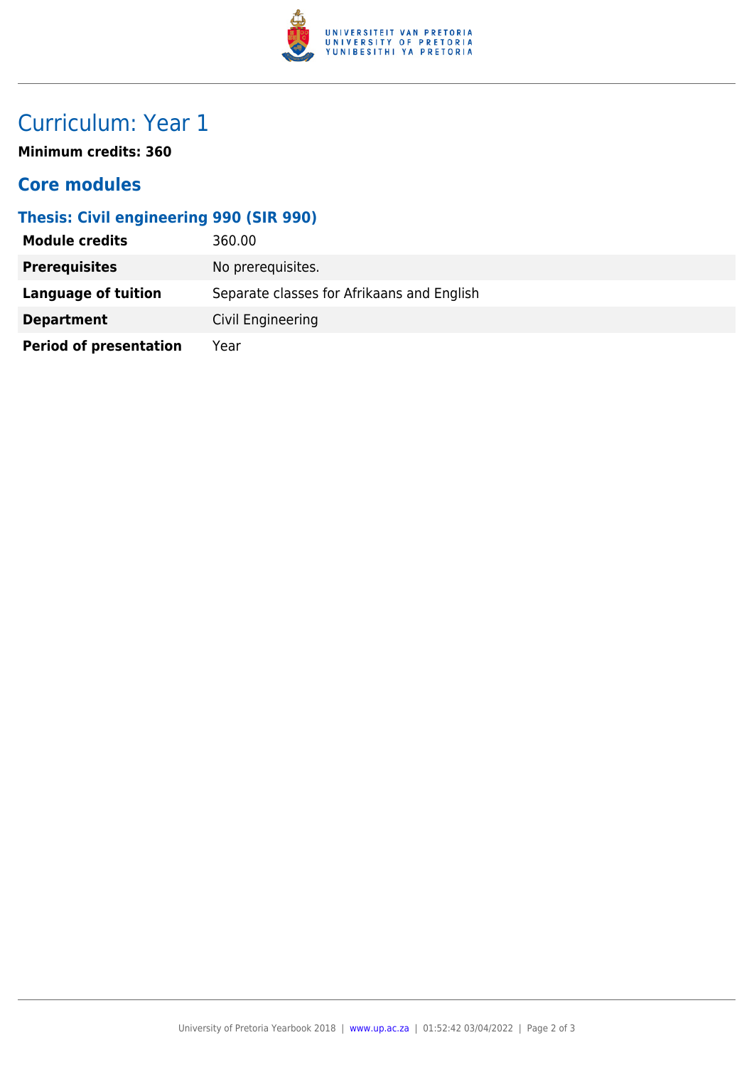# Curriculum: Year 1

**Minimum credits: 360**

## Core modules

### Thesis: Civil engineering 990 (SIR 990)

| | |
|---|---|
| **Module credits** | 360.00 |
| **Prerequisites** | No prerequisites. |
| **Language of tuition** | Separate classes for Afrikaans and English |
| **Department** | Civil Engineering |
| **Period of presentation** | Year |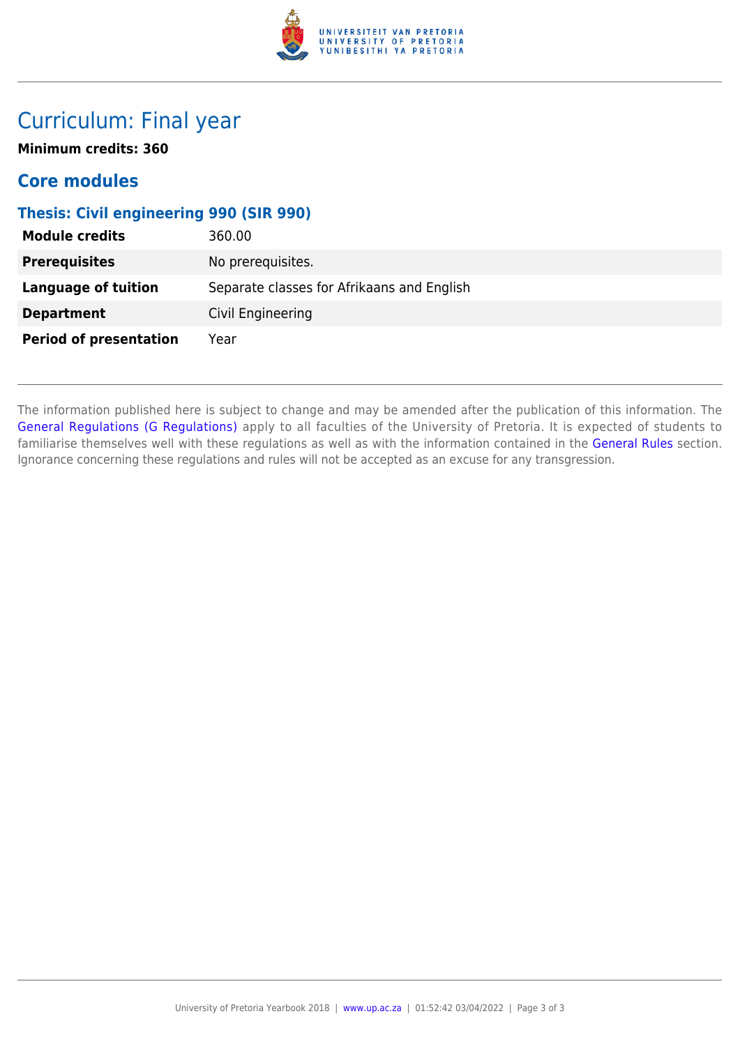# Curriculum: Final year

**Minimum credits: 360**

## Core modules

### Thesis: Civil engineering 990 (SIR 990)

| | |
|---|---|
| **Module credits** | 360.00 |
| **Prerequisites** | No prerequisites. |
| **Language of tuition** | Separate classes for Afrikaans and English |
| **Department** | Civil Engineering |
| **Period of presentation** | Year |

The information published here is subject to change and may be amended after the publication of this information. The General Regulations (G Regulations) apply to all faculties of the University of Pretoria. It is expected of students to familiarise themselves well with these regulations as well as with the information contained in the General Rules section. Ignorance concerning these regulations and rules will not be accepted as an excuse for any transgression.